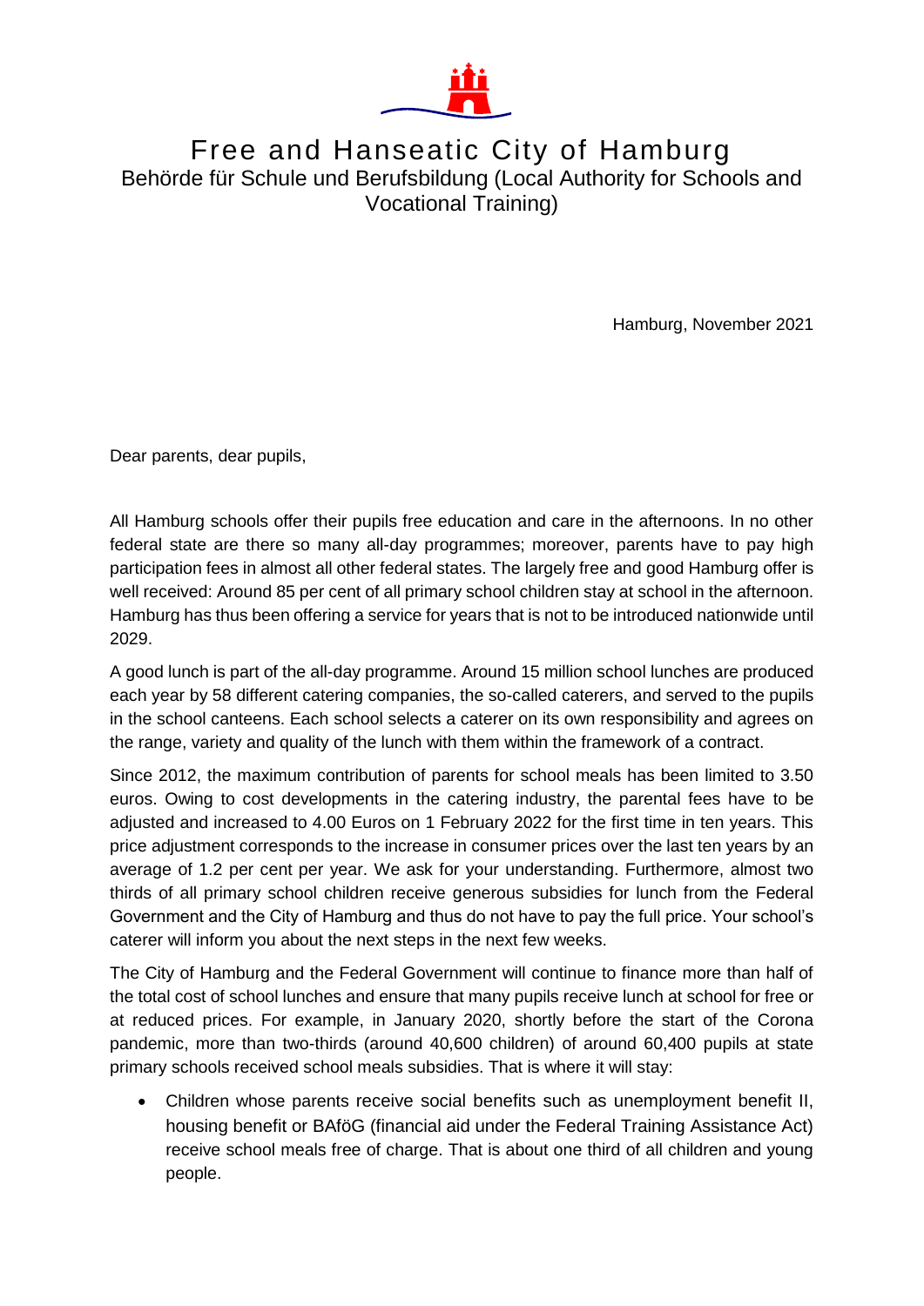# Free and Hanseatic City of Hamburg

## Behörde für Schule und Berufsbildung (Local Authority for Schools and Vocational Training)

Hamburg, November 2021

Dear parents, dear pupils,

All Hamburg schools offer their pupils free education and care in the afternoons. In no other federal state are there so many all-day programmes; moreover, parents have to pay high participation fees in almost all other federal states. The largely free and good Hamburg offer is well received: Around 85 per cent of all primary school children stay at school in the afternoon. Hamburg has thus been offering a service for years that is not to be introduced nationwide until 2029.

A good lunch is part of the all-day programme. Around 15 million school lunches are produced each year by 58 different catering companies, the so-called caterers, and served to the pupils in the school canteens. Each school selects a caterer on its own responsibility and agrees on the range, variety and quality of the lunch with them within the framework of a contract.

Since 2012, the maximum contribution of parents for school meals has been limited to 3.50 euros. Owing to cost developments in the catering industry, the parental fees have to be adjusted and increased to 4.00 Euros on 1 February 2022 for the first time in ten years. This price adjustment corresponds to the increase in consumer prices over the last ten years by an average of 1.2 per cent per year. We ask for your understanding. Furthermore, almost two thirds of all primary school children receive generous subsidies for lunch from the Federal Government and the City of Hamburg and thus do not have to pay the full price. Your school's caterer will inform you about the next steps in the next few weeks.

The City of Hamburg and the Federal Government will continue to finance more than half of the total cost of school lunches and ensure that many pupils receive lunch at school for free or at reduced prices. For example, in January 2020, shortly before the start of the Corona pandemic, more than two-thirds (around 40,600 children) of around 60,400 pupils at state primary schools received school meals subsidies. That is where it will stay:

- Children whose parents receive social benefits such as unemployment benefit II, housing benefit or BAföG (financial aid under the Federal Training Assistance Act) receive school meals free of charge. That is about one third of all children and young people.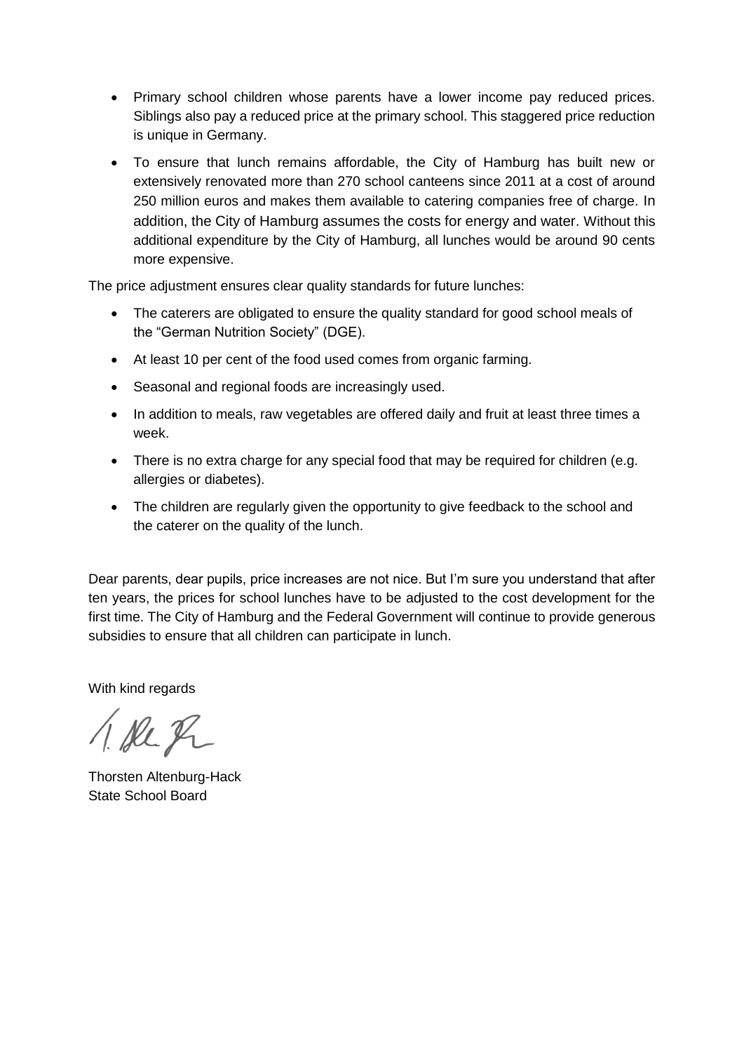- Primary school children whose parents have a lower income pay reduced prices. Siblings also pay a reduced price at the primary school. This staggered price reduction is unique in Germany.
- To ensure that lunch remains affordable, the City of Hamburg has built new or extensively renovated more than 270 school canteens since 2011 at a cost of around 250 million euros and makes them available to catering companies free of charge. In addition, the City of Hamburg assumes the costs for energy and water. Without this additional expenditure by the City of Hamburg, all lunches would be around 90 cents more expensive.

The price adjustment ensures clear quality standards for future lunches:

- The caterers are obligated to ensure the quality standard for good school meals of the "German Nutrition Society" (DGE).
- At least 10 per cent of the food used comes from organic farming.
- Seasonal and regional foods are increasingly used.
- In addition to meals, raw vegetables are offered daily and fruit at least three times a week.
- There is no extra charge for any special food that may be required for children (e.g. allergies or diabetes).
- The children are regularly given the opportunity to give feedback to the school and the caterer on the quality of the lunch.

Dear parents, dear pupils, price increases are not nice. But I'm sure you understand that after ten years, the prices for school lunches have to be adjusted to the cost development for the first time. The City of Hamburg and the Federal Government will continue to provide generous subsidies to ensure that all children can participate in lunch.

With kind regards

Thorsten Altenburg-Hack
State School Board